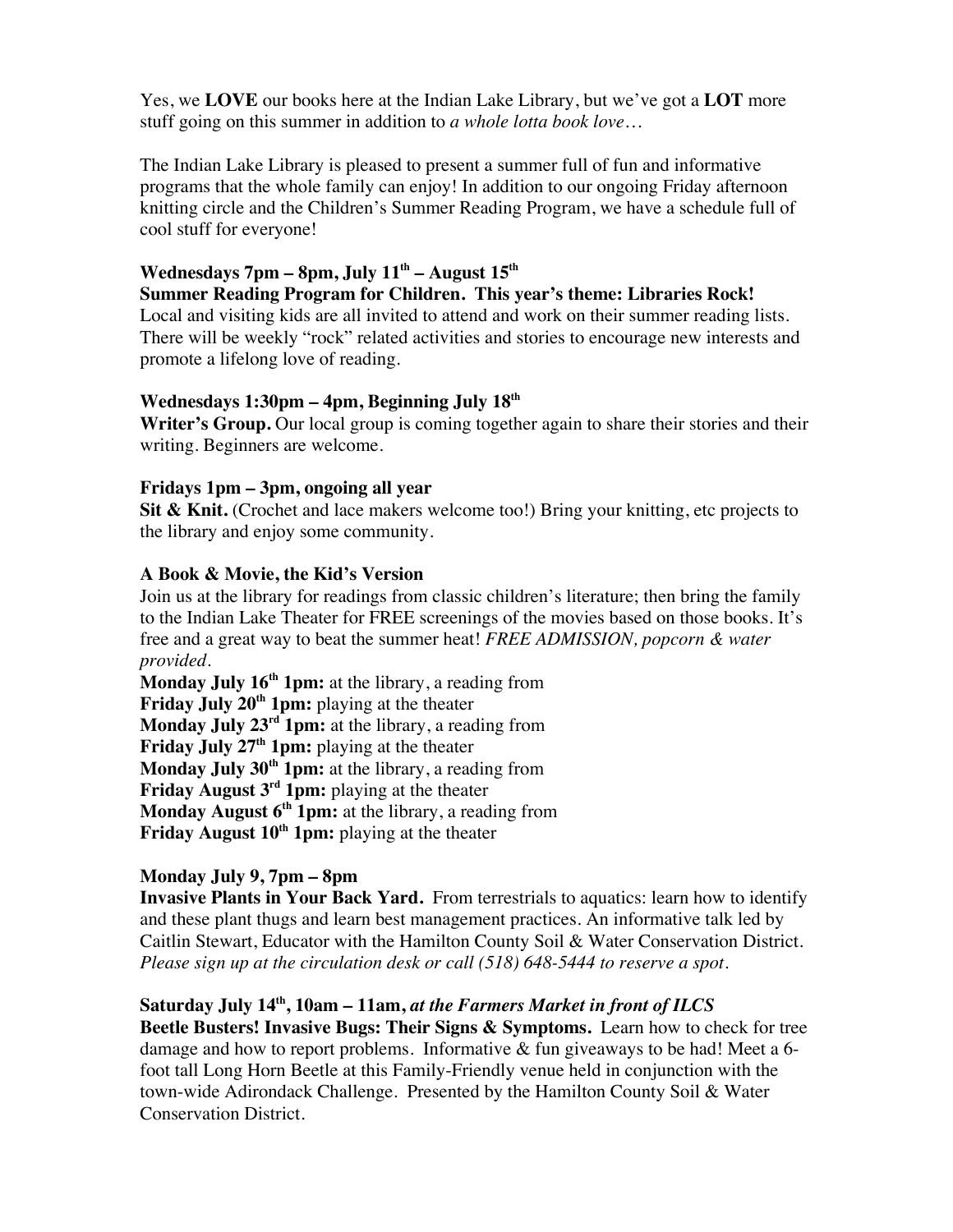Yes, we **LOVE** our books here at the Indian Lake Library, but we've got a **LOT** more stuff going on this summer in addition to *a whole lotta book love…*

The Indian Lake Library is pleased to present a summer full of fun and informative programs that the whole family can enjoy! In addition to our ongoing Friday afternoon knitting circle and the Children's Summer Reading Program, we have a schedule full of cool stuff for everyone!

**Wednesdays 7pm – 8pm, July 11th – August 15th**
**Summer Reading Program for Children. This year's theme: Libraries Rock!**
Local and visiting kids are all invited to attend and work on their summer reading lists. There will be weekly "rock" related activities and stories to encourage new interests and promote a lifelong love of reading.

**Wednesdays 1:30pm – 4pm, Beginning July 18th**
**Writer's Group.** Our local group is coming together again to share their stories and their writing. Beginners are welcome.

**Fridays 1pm – 3pm, ongoing all year**
**Sit & Knit.** (Crochet and lace makers welcome too!) Bring your knitting, etc projects to the library and enjoy some community.

**A Book & Movie, the Kid's Version**
Join us at the library for readings from classic children's literature; then bring the family to the Indian Lake Theater for FREE screenings of the movies based on those books. It's free and a great way to beat the summer heat! *FREE ADMISSION, popcorn & water provided.*
**Monday July 16th 1pm:** at the library, a reading from
**Friday July 20th 1pm:** playing at the theater
**Monday July 23rd 1pm:** at the library, a reading from
**Friday July 27th 1pm:** playing at the theater
**Monday July 30th 1pm:** at the library, a reading from
**Friday August 3rd 1pm:** playing at the theater
**Monday August 6th 1pm:** at the library, a reading from
**Friday August 10th 1pm:** playing at the theater

**Monday July 9, 7pm – 8pm**
**Invasive Plants in Your Back Yard.** From terrestrials to aquatics: learn how to identify and these plant thugs and learn best management practices. An informative talk led by Caitlin Stewart, Educator with the Hamilton County Soil & Water Conservation District. *Please sign up at the circulation desk or call (518) 648-5444 to reserve a spot.*

**Saturday July 14th, 10am – 11am,** ***at the Farmers Market in front of ILCS***
**Beetle Busters! Invasive Bugs: Their Signs & Symptoms.** Learn how to check for tree damage and how to report problems. Informative & fun giveaways to be had! Meet a 6-foot tall Long Horn Beetle at this Family-Friendly venue held in conjunction with the town-wide Adirondack Challenge. Presented by the Hamilton County Soil & Water Conservation District.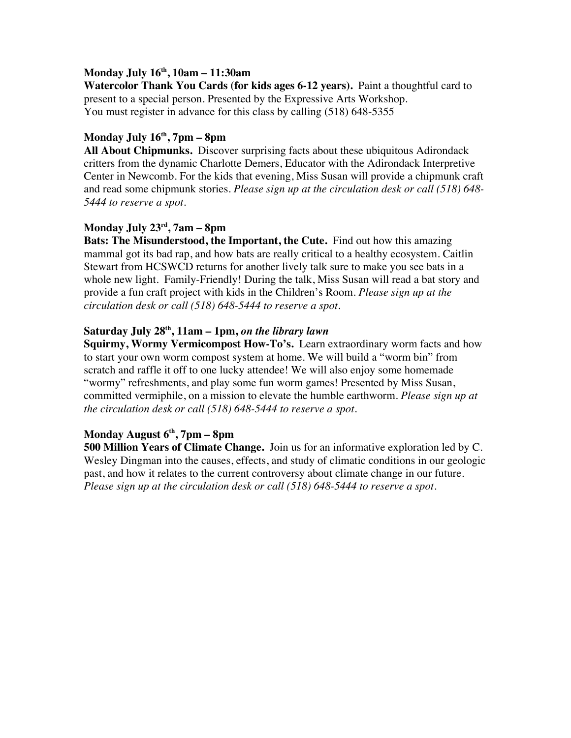**Monday July 16th, 10am – 11:30am**
**Watercolor Thank You Cards (for kids ages 6-12 years).** Paint a thoughtful card to present to a special person. Presented by the Expressive Arts Workshop.
You must register in advance for this class by calling (518) 648-5355

**Monday July 16th, 7pm – 8pm**
**All About Chipmunks.** Discover surprising facts about these ubiquitous Adirondack critters from the dynamic Charlotte Demers, Educator with the Adirondack Interpretive Center in Newcomb. For the kids that evening, Miss Susan will provide a chipmunk craft and read some chipmunk stories. *Please sign up at the circulation desk or call (518) 648-5444 to reserve a spot.*

**Monday July 23rd, 7am – 8pm**
**Bats: The Misunderstood, the Important, the Cute.** Find out how this amazing mammal got its bad rap, and how bats are really critical to a healthy ecosystem. Caitlin Stewart from HCSWCD returns for another lively talk sure to make you see bats in a whole new light. Family-Friendly! During the talk, Miss Susan will read a bat story and provide a fun craft project with kids in the Children's Room. *Please sign up at the circulation desk or call (518) 648-5444 to reserve a spot.*

**Saturday July 28th, 11am – 1pm,** ***on the library lawn***
**Squirmy, Wormy Vermicompost How-To's.** Learn extraordinary worm facts and how to start your own worm compost system at home. We will build a "worm bin" from scratch and raffle it off to one lucky attendee! We will also enjoy some homemade "wormy" refreshments, and play some fun worm games! Presented by Miss Susan, committed vermiphile, on a mission to elevate the humble earthworm. *Please sign up at the circulation desk or call (518) 648-5444 to reserve a spot.*

**Monday August 6th, 7pm – 8pm**
**500 Million Years of Climate Change.** Join us for an informative exploration led by C. Wesley Dingman into the causes, effects, and study of climatic conditions in our geologic past, and how it relates to the current controversy about climate change in our future. *Please sign up at the circulation desk or call (518) 648-5444 to reserve a spot.*